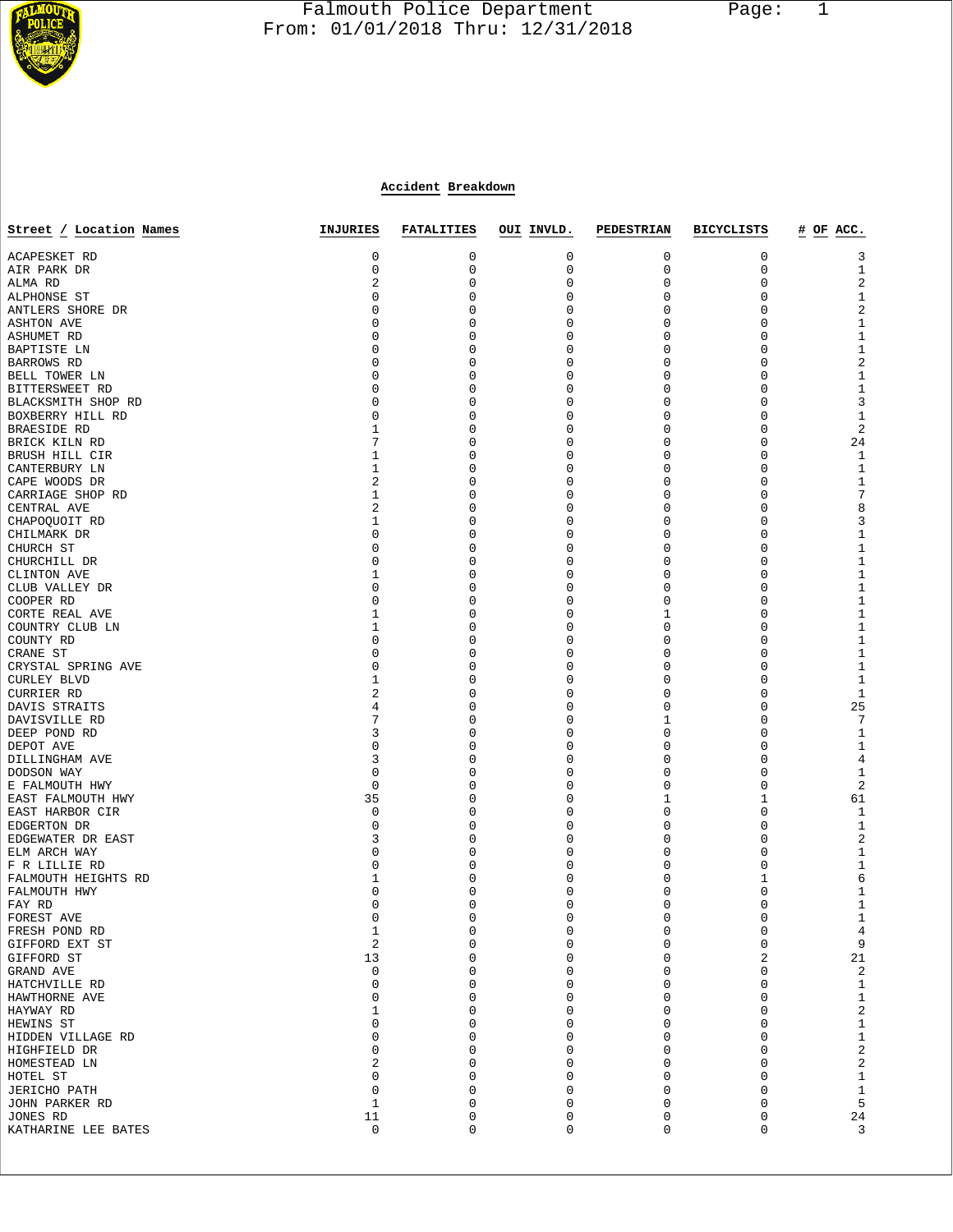# Falmouth Police Department

From: 01/01/2018 Thru: 12/31/2018

## Accident Breakdown

| Street / Location Names | INJURIES | FATALITIES | OUI INVLD. | PEDESTRIAN | BICYCLISTS | # OF ACC. |
|---|---|---|---|---|---|---|
| ACAPESKET RD | 0 | 0 | 0 | 0 | 0 | 3 |
| AIR PARK DR | 0 | 0 | 0 | 0 | 0 | 1 |
| ALMA RD | 2 | 0 | 0 | 0 | 0 | 2 |
| ALPHONSE ST | 0 | 0 | 0 | 0 | 0 | 1 |
| ANTLERS SHORE DR | 0 | 0 | 0 | 0 | 0 | 2 |
| ASHTON AVE | 0 | 0 | 0 | 0 | 0 | 1 |
| ASHUMET RD | 0 | 0 | 0 | 0 | 0 | 1 |
| BAPTISTE LN | 0 | 0 | 0 | 0 | 0 | 1 |
| BARROWS RD | 0 | 0 | 0 | 0 | 0 | 2 |
| BELL TOWER LN | 0 | 0 | 0 | 0 | 0 | 1 |
| BITTERSWEET RD | 0 | 0 | 0 | 0 | 0 | 1 |
| BLACKSMITH SHOP RD | 0 | 0 | 0 | 0 | 0 | 3 |
| BOXBERRY HILL RD | 0 | 0 | 0 | 0 | 0 | 1 |
| BRAESIDE RD | 1 | 0 | 0 | 0 | 0 | 2 |
| BRICK KILN RD | 7 | 0 | 0 | 0 | 0 | 24 |
| BRUSH HILL CIR | 1 | 0 | 0 | 0 | 0 | 1 |
| CANTERBURY LN | 1 | 0 | 0 | 0 | 0 | 1 |
| CAPE WOODS DR | 2 | 0 | 0 | 0 | 0 | 1 |
| CARRIAGE SHOP RD | 1 | 0 | 0 | 0 | 0 | 7 |
| CENTRAL AVE | 2 | 0 | 0 | 0 | 0 | 8 |
| CHAPOQUOIT RD | 1 | 0 | 0 | 0 | 0 | 3 |
| CHILMARK DR | 0 | 0 | 0 | 0 | 0 | 1 |
| CHURCH ST | 0 | 0 | 0 | 0 | 0 | 1 |
| CHURCHILL DR | 0 | 0 | 0 | 0 | 0 | 1 |
| CLINTON AVE | 1 | 0 | 0 | 0 | 0 | 1 |
| CLUB VALLEY DR | 0 | 0 | 0 | 0 | 0 | 1 |
| COOPER RD | 0 | 0 | 0 | 0 | 0 | 1 |
| CORTE REAL AVE | 1 | 0 | 0 | 1 | 0 | 1 |
| COUNTRY CLUB LN | 1 | 0 | 0 | 0 | 0 | 1 |
| COUNTY RD | 0 | 0 | 0 | 0 | 0 | 1 |
| CRANE ST | 0 | 0 | 0 | 0 | 0 | 1 |
| CRYSTAL SPRING AVE | 0 | 0 | 0 | 0 | 0 | 1 |
| CURLEY BLVD | 1 | 0 | 0 | 0 | 0 | 1 |
| CURRIER RD | 2 | 0 | 0 | 0 | 0 | 1 |
| DAVIS STRAITS | 4 | 0 | 0 | 0 | 0 | 25 |
| DAVISVILLE RD | 7 | 0 | 0 | 1 | 0 | 7 |
| DEEP POND RD | 3 | 0 | 0 | 0 | 0 | 1 |
| DEPOT AVE | 0 | 0 | 0 | 0 | 0 | 1 |
| DILLINGHAM AVE | 3 | 0 | 0 | 0 | 0 | 4 |
| DODSON WAY | 0 | 0 | 0 | 0 | 0 | 1 |
| E FALMOUTH HWY | 0 | 0 | 0 | 0 | 0 | 2 |
| EAST FALMOUTH HWY | 35 | 0 | 0 | 1 | 1 | 61 |
| EAST HARBOR CIR | 0 | 0 | 0 | 0 | 0 | 1 |
| EDGERTON DR | 0 | 0 | 0 | 0 | 0 | 1 |
| EDGEWATER DR EAST | 3 | 0 | 0 | 0 | 0 | 2 |
| ELM ARCH WAY | 0 | 0 | 0 | 0 | 0 | 1 |
| F R LILLIE RD | 0 | 0 | 0 | 0 | 0 | 1 |
| FALMOUTH HEIGHTS RD | 1 | 0 | 0 | 0 | 1 | 6 |
| FALMOUTH HWY | 0 | 0 | 0 | 0 | 0 | 1 |
| FAY RD | 0 | 0 | 0 | 0 | 0 | 1 |
| FOREST AVE | 0 | 0 | 0 | 0 | 0 | 1 |
| FRESH POND RD | 1 | 0 | 0 | 0 | 0 | 4 |
| GIFFORD EXT ST | 2 | 0 | 0 | 0 | 0 | 9 |
| GIFFORD ST | 13 | 0 | 0 | 0 | 2 | 21 |
| GRAND AVE | 0 | 0 | 0 | 0 | 0 | 2 |
| HATCHVILLE RD | 0 | 0 | 0 | 0 | 0 | 1 |
| HAWTHORNE AVE | 0 | 0 | 0 | 0 | 0 | 1 |
| HAYWAY RD | 1 | 0 | 0 | 0 | 0 | 2 |
| HEWINS ST | 0 | 0 | 0 | 0 | 0 | 1 |
| HIDDEN VILLAGE RD | 0 | 0 | 0 | 0 | 0 | 1 |
| HIGHFIELD DR | 0 | 0 | 0 | 0 | 0 | 2 |
| HOMESTEAD LN | 2 | 0 | 0 | 0 | 0 | 2 |
| HOTEL ST | 0 | 0 | 0 | 0 | 0 | 1 |
| JERICHO PATH | 0 | 0 | 0 | 0 | 0 | 1 |
| JOHN PARKER RD | 1 | 0 | 0 | 0 | 0 | 5 |
| JONES RD | 11 | 0 | 0 | 0 | 0 | 24 |
| KATHARINE LEE BATES | 0 | 0 | 0 | 0 | 0 | 3 |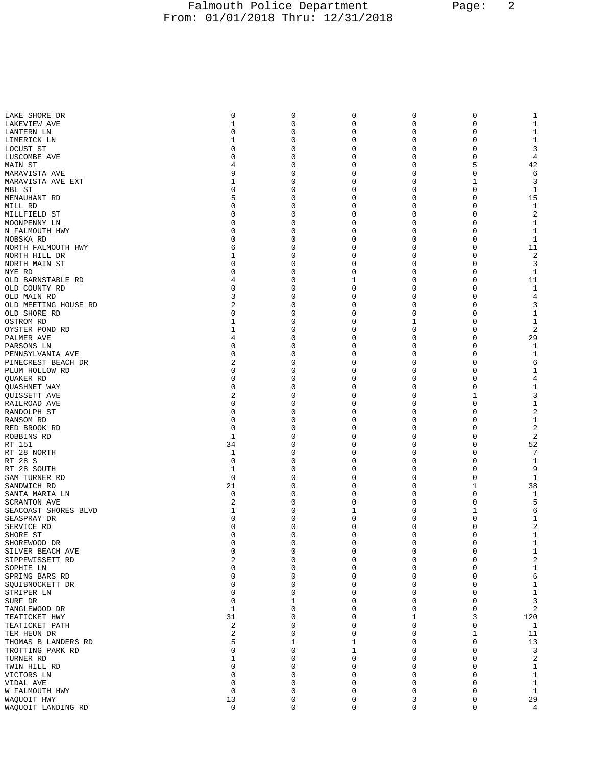| | | | | | | |
|---|---|---|---|---|---|---|
| LAKE SHORE DR | 0 | 0 | 0 | 0 | 0 | 1 |
| LAKEVIEW AVE | 1 | 0 | 0 | 0 | 0 | 1 |
| LANTERN LN | 0 | 0 | 0 | 0 | 0 | 1 |
| LIMERICK LN | 1 | 0 | 0 | 0 | 0 | 1 |
| LOCUST ST | 0 | 0 | 0 | 0 | 0 | 3 |
| LUSCOMBE AVE | 0 | 0 | 0 | 0 | 0 | 4 |
| MAIN ST | 4 | 0 | 0 | 0 | 5 | 42 |
| MARAVISTA AVE | 9 | 0 | 0 | 0 | 0 | 6 |
| MARAVISTA AVE EXT | 1 | 0 | 0 | 0 | 1 | 3 |
| MBL ST | 0 | 0 | 0 | 0 | 0 | 1 |
| MENAUHANT RD | 5 | 0 | 0 | 0 | 0 | 15 |
| MILL RD | 0 | 0 | 0 | 0 | 0 | 1 |
| MILLFIELD ST | 0 | 0 | 0 | 0 | 0 | 2 |
| MOONPENNY LN | 0 | 0 | 0 | 0 | 0 | 1 |
| N FALMOUTH HWY | 0 | 0 | 0 | 0 | 0 | 1 |
| NOBSKA RD | 0 | 0 | 0 | 0 | 0 | 1 |
| NORTH FALMOUTH HWY | 6 | 0 | 0 | 0 | 0 | 11 |
| NORTH HILL DR | 1 | 0 | 0 | 0 | 0 | 2 |
| NORTH MAIN ST | 0 | 0 | 0 | 0 | 0 | 3 |
| NYE RD | 0 | 0 | 0 | 0 | 0 | 1 |
| OLD BARNSTABLE RD | 4 | 0 | 1 | 0 | 0 | 11 |
| OLD COUNTY RD | 0 | 0 | 0 | 0 | 0 | 1 |
| OLD MAIN RD | 3 | 0 | 0 | 0 | 0 | 4 |
| OLD MEETING HOUSE RD | 2 | 0 | 0 | 0 | 0 | 3 |
| OLD SHORE RD | 0 | 0 | 0 | 0 | 0 | 1 |
| OSTROM RD | 1 | 0 | 0 | 1 | 0 | 1 |
| OYSTER POND RD | 1 | 0 | 0 | 0 | 0 | 2 |
| PALMER AVE | 4 | 0 | 0 | 0 | 0 | 29 |
| PARSONS LN | 0 | 0 | 0 | 0 | 0 | 1 |
| PENNSYLVANIA AVE | 0 | 0 | 0 | 0 | 0 | 1 |
| PINECREST BEACH DR | 2 | 0 | 0 | 0 | 0 | 6 |
| PLUM HOLLOW RD | 0 | 0 | 0 | 0 | 0 | 1 |
| QUAKER RD | 0 | 0 | 0 | 0 | 0 | 4 |
| QUASHNET WAY | 0 | 0 | 0 | 0 | 0 | 1 |
| QUISSETT AVE | 2 | 0 | 0 | 0 | 1 | 3 |
| RAILROAD AVE | 0 | 0 | 0 | 0 | 0 | 1 |
| RANDOLPH ST | 0 | 0 | 0 | 0 | 0 | 2 |
| RANSOM RD | 0 | 0 | 0 | 0 | 0 | 1 |
| RED BROOK RD | 0 | 0 | 0 | 0 | 0 | 2 |
| ROBBINS RD | 1 | 0 | 0 | 0 | 0 | 2 |
| RT 151 | 34 | 0 | 0 | 0 | 0 | 52 |
| RT 28 NORTH | 1 | 0 | 0 | 0 | 0 | 7 |
| RT 28 S | 0 | 0 | 0 | 0 | 0 | 1 |
| RT 28 SOUTH | 1 | 0 | 0 | 0 | 0 | 9 |
| SAM TURNER RD | 0 | 0 | 0 | 0 | 0 | 1 |
| SANDWICH RD | 21 | 0 | 0 | 0 | 1 | 38 |
| SANTA MARIA LN | 0 | 0 | 0 | 0 | 0 | 1 |
| SCRANTON AVE | 2 | 0 | 0 | 0 | 0 | 5 |
| SEACOAST SHORES BLVD | 1 | 0 | 1 | 0 | 1 | 6 |
| SEASPRAY DR | 0 | 0 | 0 | 0 | 0 | 1 |
| SERVICE RD | 0 | 0 | 0 | 0 | 0 | 2 |
| SHORE ST | 0 | 0 | 0 | 0 | 0 | 1 |
| SHOREWOOD DR | 0 | 0 | 0 | 0 | 0 | 1 |
| SILVER BEACH AVE | 0 | 0 | 0 | 0 | 0 | 1 |
| SIPPEWISSETT RD | 2 | 0 | 0 | 0 | 0 | 2 |
| SOPHIE LN | 0 | 0 | 0 | 0 | 0 | 1 |
| SPRING BARS RD | 0 | 0 | 0 | 0 | 0 | 6 |
| SQUIBNOCKETT DR | 0 | 0 | 0 | 0 | 0 | 1 |
| STRIPER LN | 0 | 0 | 0 | 0 | 0 | 1 |
| SURF DR | 0 | 1 | 0 | 0 | 0 | 3 |
| TANGLEWOOD DR | 1 | 0 | 0 | 0 | 0 | 2 |
| TEATICKET HWY | 31 | 0 | 0 | 1 | 3 | 120 |
| TEATICKET PATH | 2 | 0 | 0 | 0 | 0 | 1 |
| TER HEUN DR | 2 | 0 | 0 | 0 | 1 | 11 |
| THOMAS B LANDERS RD | 5 | 1 | 1 | 0 | 0 | 13 |
| TROTTING PARK RD | 0 | 0 | 1 | 0 | 0 | 3 |
| TURNER RD | 1 | 0 | 0 | 0 | 0 | 2 |
| TWIN HILL RD | 0 | 0 | 0 | 0 | 0 | 1 |
| VICTORS LN | 0 | 0 | 0 | 0 | 0 | 1 |
| VIDAL AVE | 0 | 0 | 0 | 0 | 0 | 1 |
| W FALMOUTH HWY | 0 | 0 | 0 | 0 | 0 | 1 |
| WAQUOIT HWY | 13 | 0 | 0 | 3 | 0 | 29 |
| WAQUOIT LANDING RD | 0 | 0 | 0 | 0 | 0 | 4 |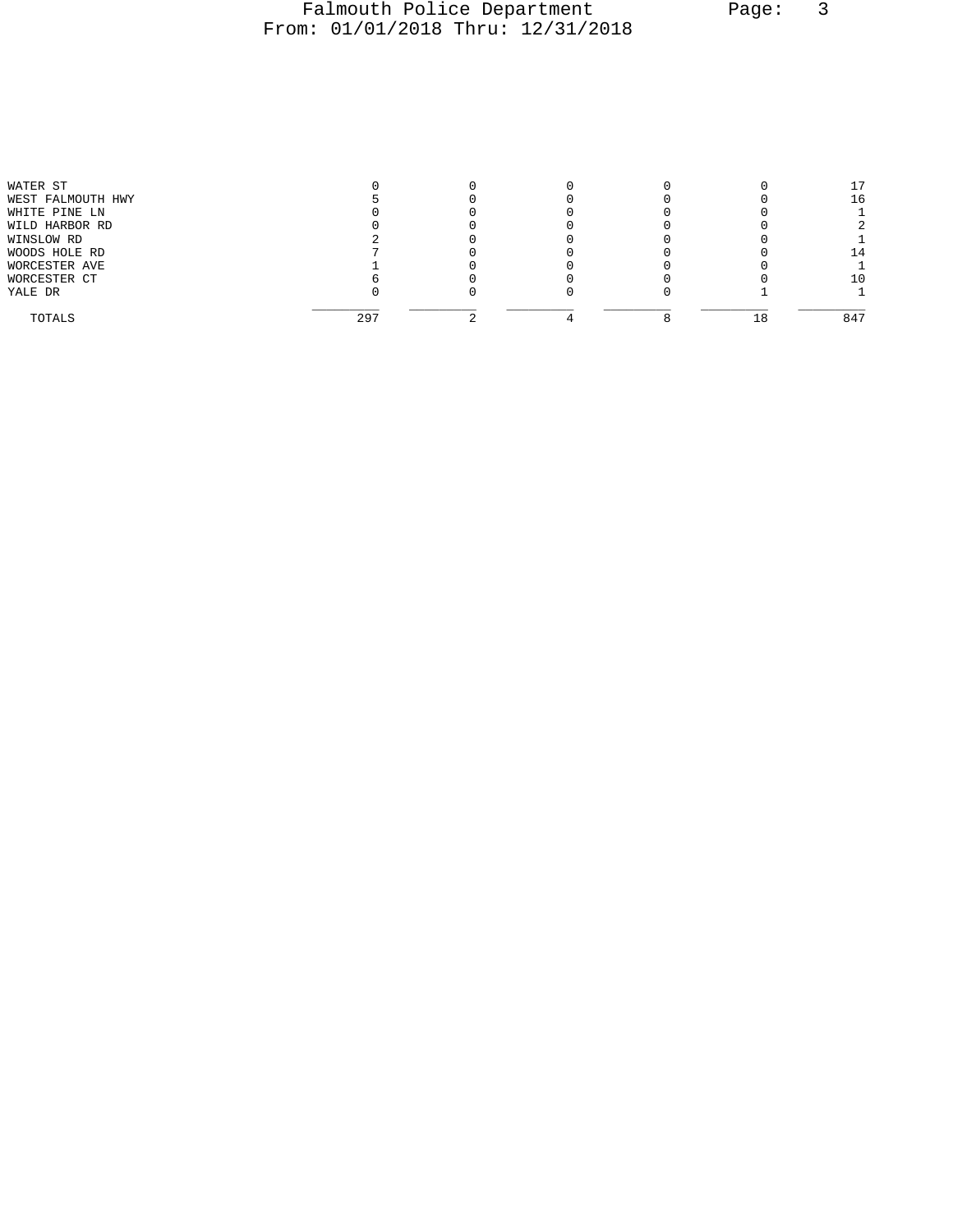| | | | | | | |
|---|---|---|---|---|---|---|
| WATER ST | 0 | 0 | 0 | 0 | 0 | 17 |
| WEST FALMOUTH HWY | 5 | 0 | 0 | 0 | 0 | 16 |
| WHITE PINE LN | 0 | 0 | 0 | 0 | 0 | 1 |
| WILD HARBOR RD | 0 | 0 | 0 | 0 | 0 | 2 |
| WINSLOW RD | 2 | 0 | 0 | 0 | 0 | 1 |
| WOODS HOLE RD | 7 | 0 | 0 | 0 | 0 | 14 |
| WORCESTER AVE | 1 | 0 | 0 | 0 | 0 | 1 |
| WORCESTER CT | 6 | 0 | 0 | 0 | 0 | 10 |
| YALE DR | 0 | 0 | 0 | 0 | 1 | 1 |
| TOTALS | 297 | 2 | 4 | 8 | 18 | 847 |